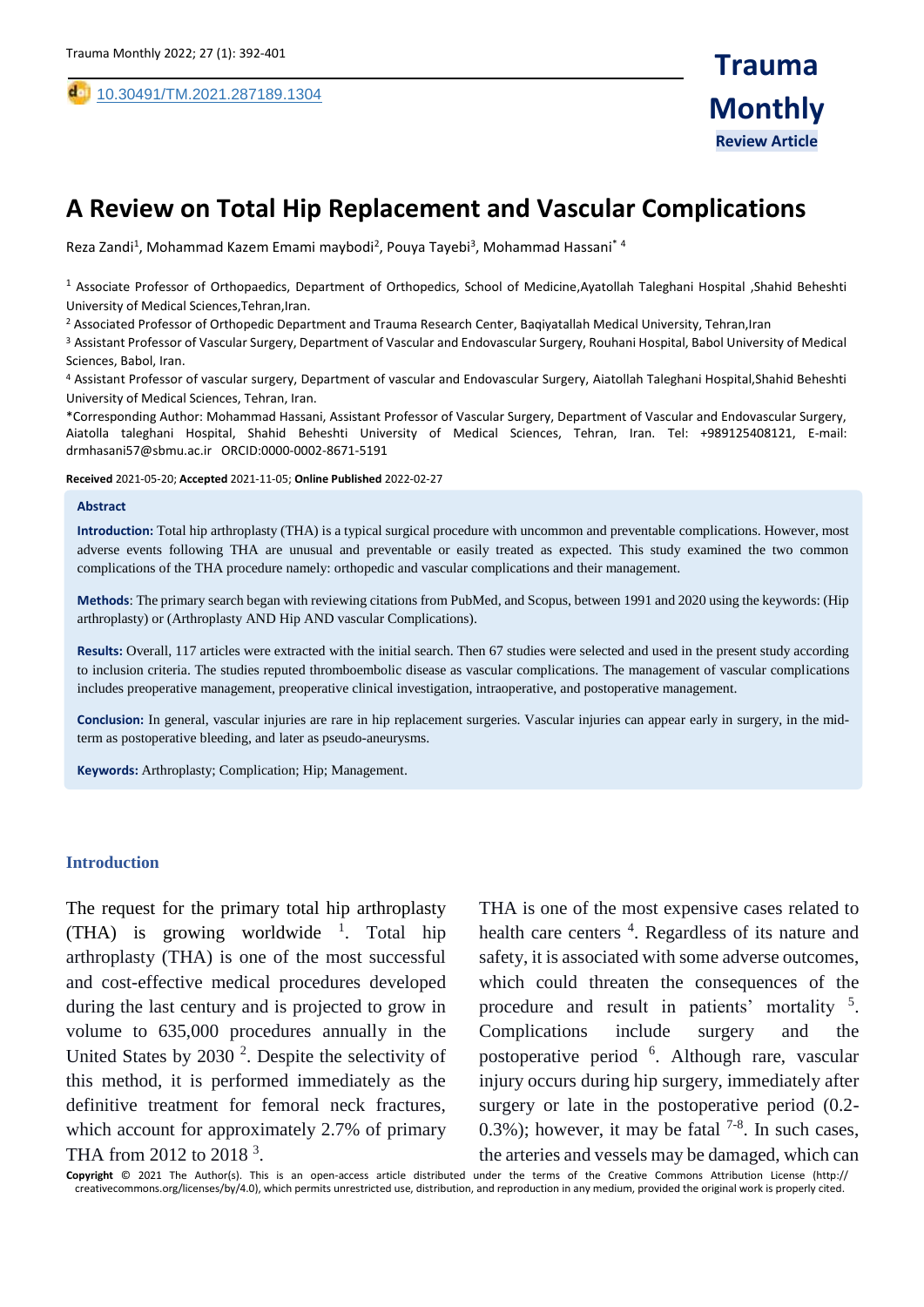10.30491/TM.2021.287189.1304

Review Article

# A Review on Total Hip Replacement and Vascular Complications

Reza Zandi[1], Mohammad Kazem Emami maybodi[2], Pouya Tayebi[3], Mohammad Hassani[*4]

[1] Associate Professor of Orthopaedics, Department of Orthopedics, School of Medicine,Ayatollah Taleghani Hospital ,Shahid Beheshti University of Medical Sciences,Tehran,Iran.

[2] Associated Professor of Orthopedic Department and Trauma Research Center, Baqiyatallah Medical University, Tehran,Iran

[3] Assistant Professor of Vascular Surgery, Department of Vascular and Endovascular Surgery, Rouhani Hospital, Babol University of Medical Sciences, Babol, Iran.

[4] Assistant Professor of vascular surgery, Department of vascular and Endovascular Surgery, Aiatollah Taleghani Hospital,Shahid Beheshti University of Medical Sciences, Tehran, Iran.

*Corresponding Author: Mohammad Hassani, Assistant Professor of Vascular Surgery, Department of Vascular and Endovascular Surgery, Aiatolla taleghani Hospital, Shahid Beheshti University of Medical Sciences, Tehran, Iran. Tel: +989125408121, E-mail: drmhasani57@sbmu.ac.ir ORCID:0000-0002-8671-5191

**Received** 2021-05-20; **Accepted** 2021-11-05; **Online Published** 2022-02-27

**Abstract**

**Introduction:** Total hip arthroplasty (THA) is a typical surgical procedure with uncommon and preventable complications. However, most adverse events following THA are unusual and preventable or easily treated as expected. This study examined the two common complications of the THA procedure namely: orthopedic and vascular complications and their management.

**Methods**: The primary search began with reviewing citations from PubMed, and Scopus, between 1991 and 2020 using the keywords: (Hip arthroplasty) or (Arthroplasty AND Hip AND vascular Complications).

**Results:** Overall, 117 articles were extracted with the initial search. Then 67 studies were selected and used in the present study according to inclusion criteria. The studies reputed thromboembolic disease as vascular complications. The management of vascular complications includes preoperative management, preoperative clinical investigation, intraoperative, and postoperative management.

**Conclusion:** In general, vascular injuries are rare in hip replacement surgeries. Vascular injuries can appear early in surgery, in the mid-term as postoperative bleeding, and later as pseudo-aneurysms.

**Keywords:** Arthroplasty; Complication; Hip; Management.

## Introduction

The request for the primary total hip arthroplasty (THA) is growing worldwide [1]. Total hip arthroplasty (THA) is one of the most successful and cost-effective medical procedures developed during the last century and is projected to grow in volume to 635,000 procedures annually in the United States by 2030 [2]. Despite the selectivity of this method, it is performed immediately as the definitive treatment for femoral neck fractures, which account for approximately 2.7% of primary THA from 2012 to 2018 [3]. THA is one of the most expensive cases related to health care centers [4]. Regardless of its nature and safety, it is associated with some adverse outcomes, which could threaten the consequences of the procedure and result in patients' mortality [5]. Complications include surgery and the postoperative period [6]. Although rare, vascular injury occurs during hip surgery, immediately after surgery or late in the postoperative period (0.2-0.3%); however, it may be fatal [7-8]. In such cases, the arteries and vessels may be damaged, which can

**Copyright** © 2021 The Author(s). This is an open-access article distributed under the terms of the Creative Commons Attribution License (http:// creativecommons.org/licenses/by/4.0), which permits unrestricted use, distribution, and reproduction in any medium, provided the original work is properly cited.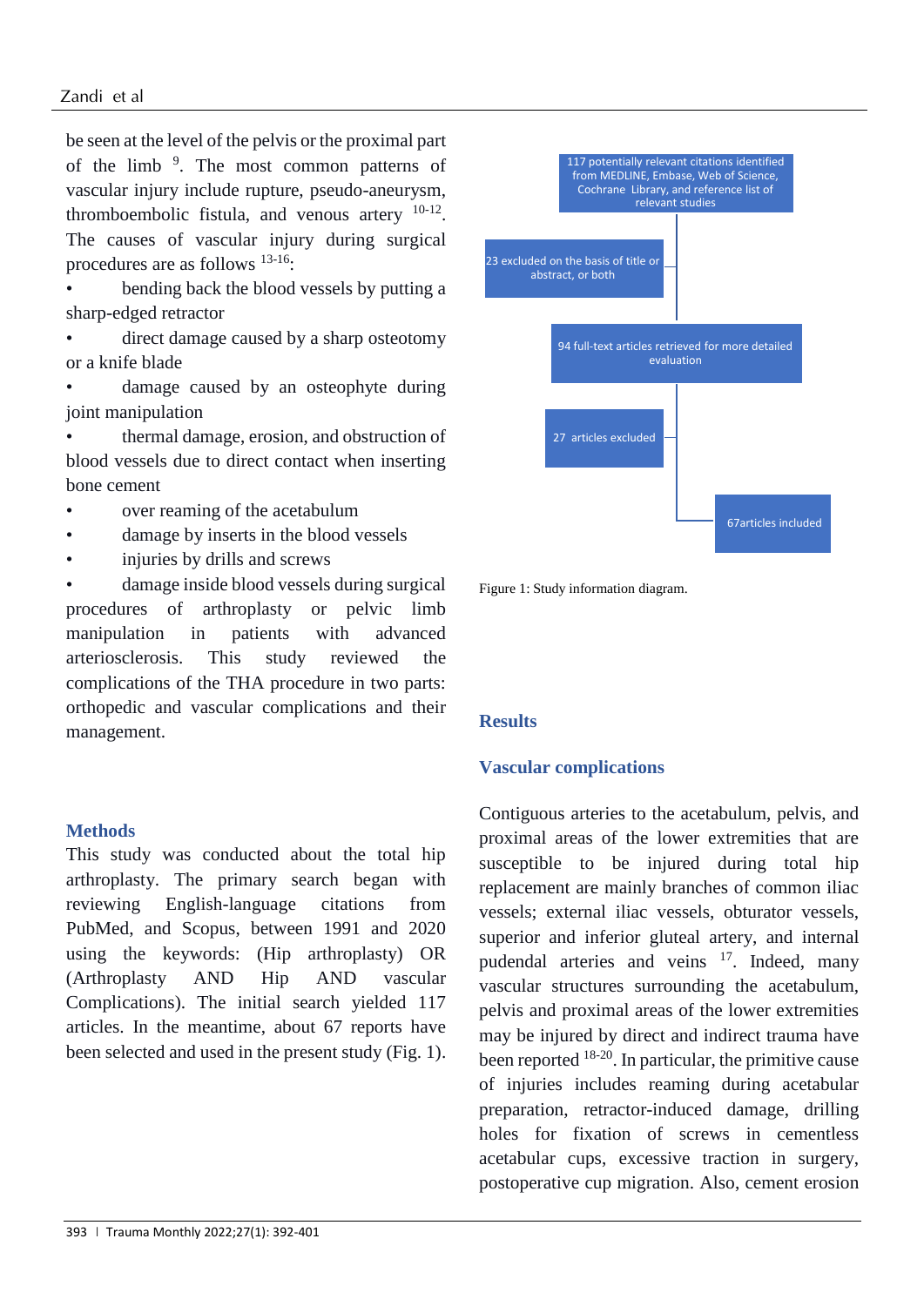be seen at the level of the pelvis or the proximal part of the limb [9]. The most common patterns of vascular injury include rupture, pseudo-aneurysm, thromboembolic fistula, and venous artery [10-12]. The causes of vascular injury during surgical procedures are as follows [13-16]:

- bending back the blood vessels by putting a sharp-edged retractor
- direct damage caused by a sharp osteotomy or a knife blade
- damage caused by an osteophyte during joint manipulation
- thermal damage, erosion, and obstruction of blood vessels due to direct contact when inserting bone cement
- over reaming of the acetabulum
- damage by inserts in the blood vessels
- injuries by drills and screws
- damage inside blood vessels during surgical procedures of arthroplasty or pelvic limb manipulation in patients with advanced arteriosclerosis. This study reviewed the complications of the THA procedure in two parts: orthopedic and vascular complications and their management.

## Methods

This study was conducted about the total hip arthroplasty. The primary search began with reviewing English-language citations from PubMed, and Scopus, between 1991 and 2020 using the keywords: (Hip arthroplasty) OR (Arthroplasty AND Hip AND vascular Complications). The initial search yielded 117 articles. In the meantime, about 67 reports have been selected and used in the present study (Fig. 1).

117 potentially relevant citations identified from MEDLINE, Embase, Web of Science, Cochrane Library, and reference list of relevant studies

23 excluded on the basis of title or abstract, or both

94 full-text articles retrieved for more detailed evaluation

27 articles excluded

67articles included

Figure 1: Study information diagram.

## Results

### Vascular complications

Contiguous arteries to the acetabulum, pelvis, and proximal areas of the lower extremities that are susceptible to be injured during total hip replacement are mainly branches of common iliac vessels; external iliac vessels, obturator vessels, superior and inferior gluteal artery, and internal pudendal arteries and veins [17]. Indeed, many vascular structures surrounding the acetabulum, pelvis and proximal areas of the lower extremities may be injured by direct and indirect trauma have been reported [18-20]. In particular, the primitive cause of injuries includes reaming during acetabular preparation, retractor-induced damage, drilling holes for fixation of screws in cementless acetabular cups, excessive traction in surgery, postoperative cup migration. Also, cement erosion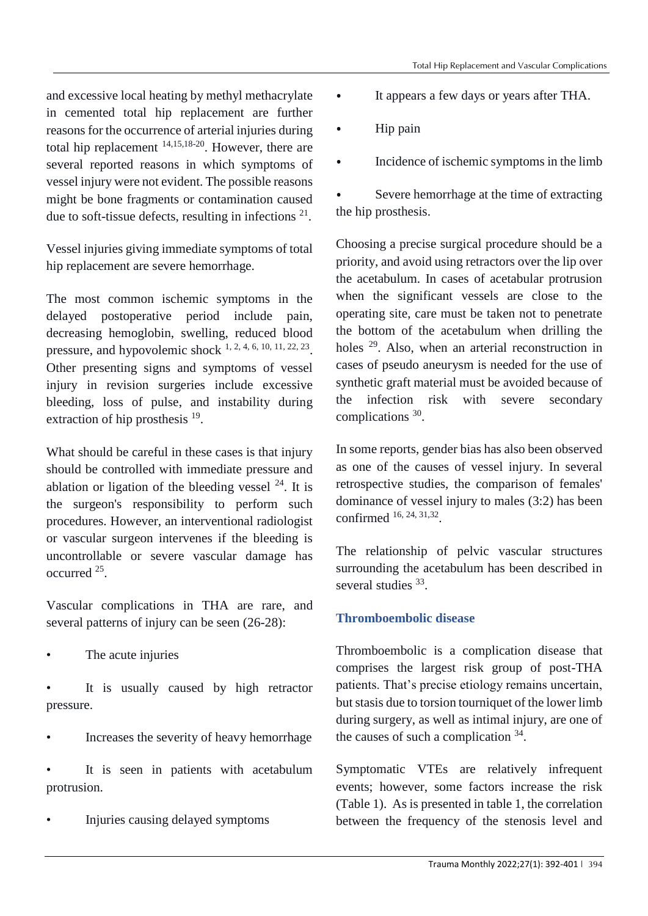and excessive local heating by methyl methacrylate in cemented total hip replacement are further reasons for the occurrence of arterial injuries during total hip replacement [14,15,18-20]. However, there are several reported reasons in which symptoms of vessel injury were not evident. The possible reasons might be bone fragments or contamination caused due to soft-tissue defects, resulting in infections [21].

Vessel injuries giving immediate symptoms of total hip replacement are severe hemorrhage.

The most common ischemic symptoms in the delayed postoperative period include pain, decreasing hemoglobin, swelling, reduced blood pressure, and hypovolemic shock [1, 2, 4, 6, 10, 11, 22, 23]. Other presenting signs and symptoms of vessel injury in revision surgeries include excessive bleeding, loss of pulse, and instability during extraction of hip prosthesis [19].

What should be careful in these cases is that injury should be controlled with immediate pressure and ablation or ligation of the bleeding vessel [24]. It is the surgeon's responsibility to perform such procedures. However, an interventional radiologist or vascular surgeon intervenes if the bleeding is uncontrollable or severe vascular damage has occurred [25].

Vascular complications in THA are rare, and several patterns of injury can be seen (26-28):

- The acute injuries
- It is usually caused by high retractor pressure.
- Increases the severity of heavy hemorrhage
- It is seen in patients with acetabulum protrusion.
- Injuries causing delayed symptoms
- It appears a few days or years after THA.
- Hip pain
- Incidence of ischemic symptoms in the limb
- Severe hemorrhage at the time of extracting the hip prosthesis.

Choosing a precise surgical procedure should be a priority, and avoid using retractors over the lip over the acetabulum. In cases of acetabular protrusion when the significant vessels are close to the operating site, care must be taken not to penetrate the bottom of the acetabulum when drilling the holes [29]. Also, when an arterial reconstruction in cases of pseudo aneurysm is needed for the use of synthetic graft material must be avoided because of the infection risk with severe secondary complications [30].

In some reports, gender bias has also been observed as one of the causes of vessel injury. In several retrospective studies, the comparison of females' dominance of vessel injury to males (3:2) has been confirmed [16, 24, 31,32].

The relationship of pelvic vascular structures surrounding the acetabulum has been described in several studies [33].

## Thromboembolic disease

Thromboembolic is a complication disease that comprises the largest risk group of post-THA patients. That's precise etiology remains uncertain, but stasis due to torsion tourniquet of the lower limb during surgery, as well as intimal injury, are one of the causes of such a complication [34].

Symptomatic VTEs are relatively infrequent events; however, some factors increase the risk (Table 1). As is presented in table 1, the correlation between the frequency of the stenosis level and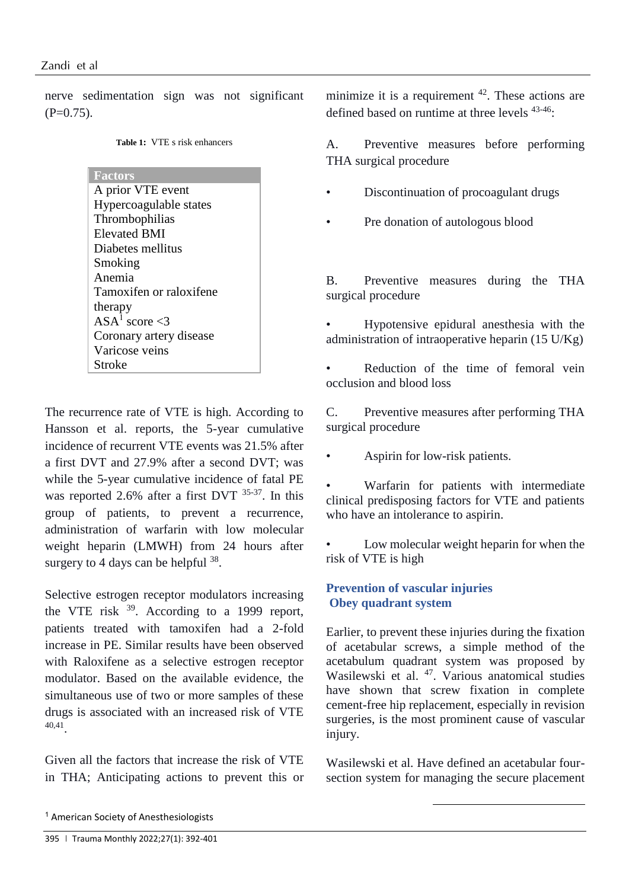nerve sedimentation sign was not significant (P=0.75).

**Table 1:** VTE s risk enhancers

| Factors |
|---|
| A prior VTE event |
| Hypercoagulable states |
| Thrombophilias |
| Elevated BMI |
| Diabetes mellitus |
| Smoking |
| Anemia |
| Tamoxifen or raloxifene therapy |
| ASA[1] score <3 |
| Coronary artery disease |
| Varicose veins |
| Stroke |

The recurrence rate of VTE is high. According to Hansson et al. reports, the 5-year cumulative incidence of recurrent VTE events was 21.5% after a first DVT and 27.9% after a second DVT; was while the 5-year cumulative incidence of fatal PE was reported 2.6% after a first DVT [35-37]. In this group of patients, to prevent a recurrence, administration of warfarin with low molecular weight heparin (LMWH) from 24 hours after surgery to 4 days can be helpful [38].

Selective estrogen receptor modulators increasing the VTE risk [39]. According to a 1999 report, patients treated with tamoxifen had a 2-fold increase in PE. Similar results have been observed with Raloxifene as a selective estrogen receptor modulator. Based on the available evidence, the simultaneous use of two or more samples of these drugs is associated with an increased risk of VTE [40,41].

Given all the factors that increase the risk of VTE in THA; Anticipating actions to prevent this or minimize it is a requirement [42]. These actions are defined based on runtime at three levels [43-46]:

A. Preventive measures before performing THA surgical procedure

- Discontinuation of procoagulant drugs
- Pre donation of autologous blood

B. Preventive measures during the THA surgical procedure

- Hypotensive epidural anesthesia with the administration of intraoperative heparin (15 U/Kg)
- Reduction of the time of femoral vein occlusion and blood loss

C. Preventive measures after performing THA surgical procedure

- Aspirin for low-risk patients.
- Warfarin for patients with intermediate clinical predisposing factors for VTE and patients who have an intolerance to aspirin.
- Low molecular weight heparin for when the risk of VTE is high

## Prevention of vascular injuries

### Obey quadrant system

Earlier, to prevent these injuries during the fixation of acetabular screws, a simple method of the acetabulum quadrant system was proposed by Wasilewski et al. [47]. Various anatomical studies have shown that screw fixation in complete cement-free hip replacement, especially in revision surgeries, is the most prominent cause of vascular injury.

Wasilewski et al. Have defined an acetabular four-section system for managing the secure placement

[1] American Society of Anesthesiologists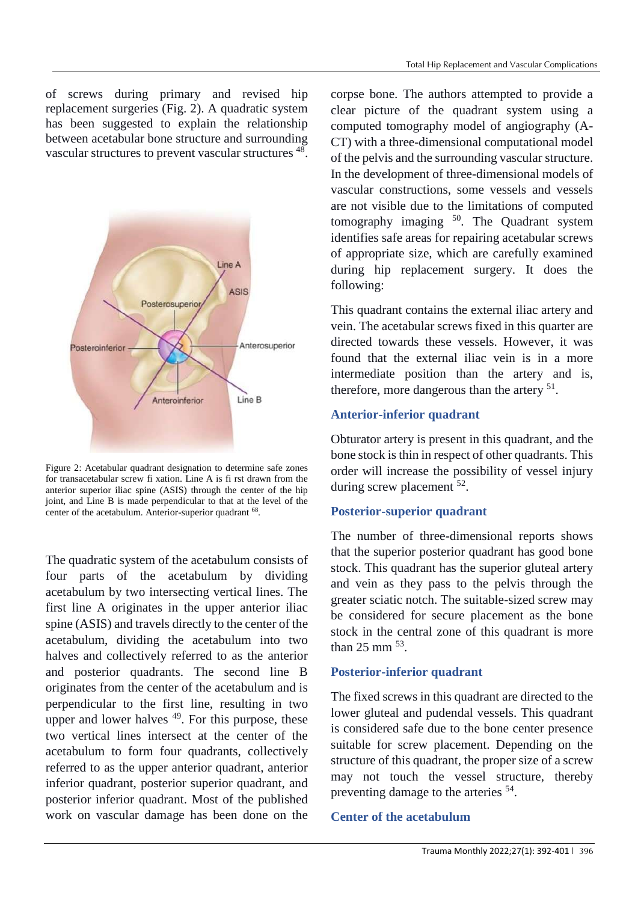of screws during primary and revised hip replacement surgeries (Fig. 2). A quadratic system has been suggested to explain the relationship between acetabular bone structure and surrounding vascular structures to prevent vascular structures [48].

Figure 2: Acetabular quadrant designation to determine safe zones for transacetabular screw fi xation. Line A is fi rst drawn from the anterior superior iliac spine (ASIS) through the center of the hip joint, and Line B is made perpendicular to that at the level of the center of the acetabulum. Anterior-superior quadrant [68].

The quadratic system of the acetabulum consists of four parts of the acetabulum by dividing acetabulum by two intersecting vertical lines. The first line A originates in the upper anterior iliac spine (ASIS) and travels directly to the center of the acetabulum, dividing the acetabulum into two halves and collectively referred to as the anterior and posterior quadrants. The second line B originates from the center of the acetabulum and is perpendicular to the first line, resulting in two upper and lower halves [49]. For this purpose, these two vertical lines intersect at the center of the acetabulum to form four quadrants, collectively referred to as the upper anterior quadrant, anterior inferior quadrant, posterior superior quadrant, and posterior inferior quadrant. Most of the published work on vascular damage has been done on the corpse bone. The authors attempted to provide a clear picture of the quadrant system using a computed tomography model of angiography (A-CT) with a three-dimensional computational model of the pelvis and the surrounding vascular structure. In the development of three-dimensional models of vascular constructions, some vessels and vessels are not visible due to the limitations of computed tomography imaging [50]. The Quadrant system identifies safe areas for repairing acetabular screws of appropriate size, which are carefully examined during hip replacement surgery. It does the following:

This quadrant contains the external iliac artery and vein. The acetabular screws fixed in this quarter are directed towards these vessels. However, it was found that the external iliac vein is in a more intermediate position than the artery and is, therefore, more dangerous than the artery [51].

### Anterior-inferior quadrant

Obturator artery is present in this quadrant, and the bone stock is thin in respect of other quadrants. This order will increase the possibility of vessel injury during screw placement [52].

### Posterior-superior quadrant

The number of three-dimensional reports shows that the superior posterior quadrant has good bone stock. This quadrant has the superior gluteal artery and vein as they pass to the pelvis through the greater sciatic notch. The suitable-sized screw may be considered for secure placement as the bone stock in the central zone of this quadrant is more than 25 mm [53].

### Posterior-inferior quadrant

The fixed screws in this quadrant are directed to the lower gluteal and pudendal vessels. This quadrant is considered safe due to the bone center presence suitable for screw placement. Depending on the structure of this quadrant, the proper size of a screw may not touch the vessel structure, thereby preventing damage to the arteries [54].

### Center of the acetabulum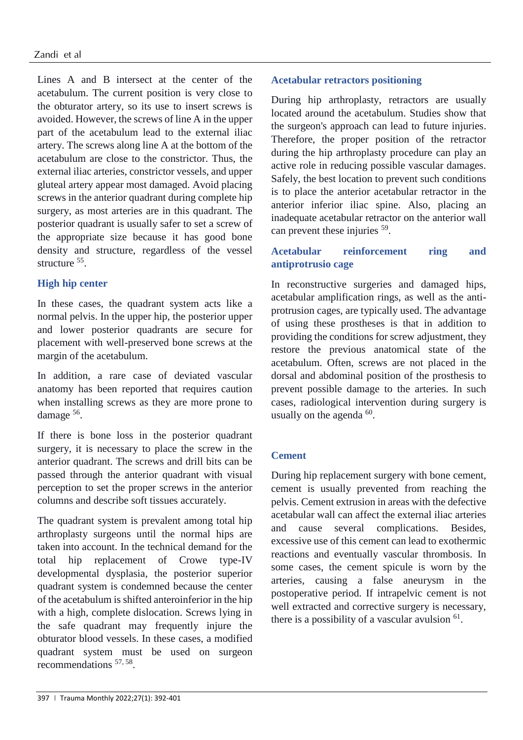Lines A and B intersect at the center of the acetabulum. The current position is very close to the obturator artery, so its use to insert screws is avoided. However, the screws of line A in the upper part of the acetabulum lead to the external iliac artery. The screws along line A at the bottom of the acetabulum are close to the constrictor. Thus, the external iliac arteries, constrictor vessels, and upper gluteal artery appear most damaged. Avoid placing screws in the anterior quadrant during complete hip surgery, as most arteries are in this quadrant. The posterior quadrant is usually safer to set a screw of the appropriate size because it has good bone density and structure, regardless of the vessel structure [55].

## High hip center

In these cases, the quadrant system acts like a normal pelvis. In the upper hip, the posterior upper and lower posterior quadrants are secure for placement with well-preserved bone screws at the margin of the acetabulum.

In addition, a rare case of deviated vascular anatomy has been reported that requires caution when installing screws as they are more prone to damage [56].

If there is bone loss in the posterior quadrant surgery, it is necessary to place the screw in the anterior quadrant. The screws and drill bits can be passed through the anterior quadrant with visual perception to set the proper screws in the anterior columns and describe soft tissues accurately.

The quadrant system is prevalent among total hip arthroplasty surgeons until the normal hips are taken into account. In the technical demand for the total hip replacement of Crowe type-IV developmental dysplasia, the posterior superior quadrant system is condemned because the center of the acetabulum is shifted anteroinferior in the hip with a high, complete dislocation. Screws lying in the safe quadrant may frequently injure the obturator blood vessels. In these cases, a modified quadrant system must be used on surgeon recommendations [57, 58].

## Acetabular retractors positioning

During hip arthroplasty, retractors are usually located around the acetabulum. Studies show that the surgeon's approach can lead to future injuries. Therefore, the proper position of the retractor during the hip arthroplasty procedure can play an active role in reducing possible vascular damages. Safely, the best location to prevent such conditions is to place the anterior acetabular retractor in the anterior inferior iliac spine. Also, placing an inadequate acetabular retractor on the anterior wall can prevent these injuries [59].

## Acetabular reinforcement ring and antiprotrusio cage

In reconstructive surgeries and damaged hips, acetabular amplification rings, as well as the anti-protrusion cages, are typically used. The advantage of using these prostheses is that in addition to providing the conditions for screw adjustment, they restore the previous anatomical state of the acetabulum. Often, screws are not placed in the dorsal and abdominal position of the prosthesis to prevent possible damage to the arteries. In such cases, radiological intervention during surgery is usually on the agenda [60].

## Cement

During hip replacement surgery with bone cement, cement is usually prevented from reaching the pelvis. Cement extrusion in areas with the defective acetabular wall can affect the external iliac arteries and cause several complications. Besides, excessive use of this cement can lead to exothermic reactions and eventually vascular thrombosis. In some cases, the cement spicule is worn by the arteries, causing a false aneurysm in the postoperative period. If intrapelvic cement is not well extracted and corrective surgery is necessary, there is a possibility of a vascular avulsion [61].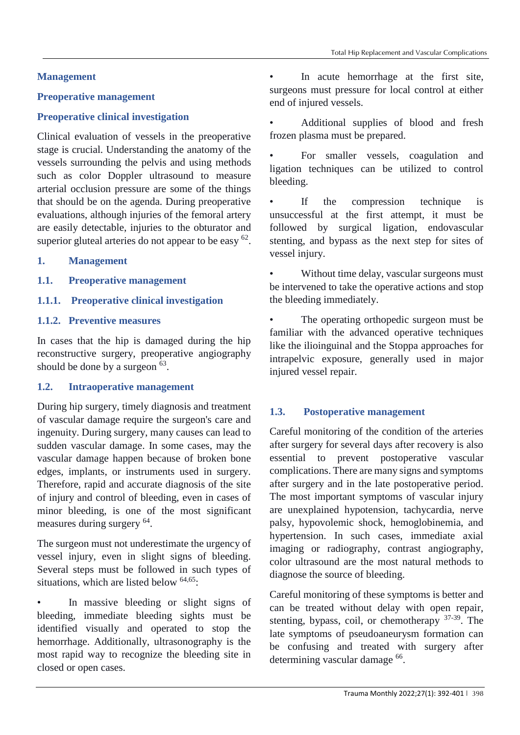## Management

### Preoperative management

### Preoperative clinical investigation

Clinical evaluation of vessels in the preoperative stage is crucial. Understanding the anatomy of the vessels surrounding the pelvis and using methods such as color Doppler ultrasound to measure arterial occlusion pressure are some of the things that should be on the agenda. During preoperative evaluations, although injuries of the femoral artery are easily detectable, injuries to the obturator and superior gluteal arteries do not appear to be easy [62].

## 1. Management

### 1.1. Preoperative management

#### 1.1.1. Preoperative clinical investigation

#### 1.1.2. Preventive measures

In cases that the hip is damaged during the hip reconstructive surgery, preoperative angiography should be done by a surgeon [63].

### 1.2. Intraoperative management

During hip surgery, timely diagnosis and treatment of vascular damage require the surgeon's care and ingenuity. During surgery, many causes can lead to sudden vascular damage. In some cases, may the vascular damage happen because of broken bone edges, implants, or instruments used in surgery. Therefore, rapid and accurate diagnosis of the site of injury and control of bleeding, even in cases of minor bleeding, is one of the most significant measures during surgery [64].

The surgeon must not underestimate the urgency of vessel injury, even in slight signs of bleeding. Several steps must be followed in such types of situations, which are listed below [64,65]:

- In massive bleeding or slight signs of bleeding, immediate bleeding sights must be identified visually and operated to stop the hemorrhage. Additionally, ultrasonography is the most rapid way to recognize the bleeding site in closed or open cases.
- In acute hemorrhage at the first site, surgeons must pressure for local control at either end of injured vessels.
- Additional supplies of blood and fresh frozen plasma must be prepared.
- For smaller vessels, coagulation and ligation techniques can be utilized to control bleeding.
- If the compression technique is unsuccessful at the first attempt, it must be followed by surgical ligation, endovascular stenting, and bypass as the next step for sites of vessel injury.
- Without time delay, vascular surgeons must be intervened to take the operative actions and stop the bleeding immediately.
- The operating orthopedic surgeon must be familiar with the advanced operative techniques like the ilioinguinal and the Stoppa approaches for intrapelvic exposure, generally used in major injured vessel repair.

### 1.3. Postoperative management

Careful monitoring of the condition of the arteries after surgery for several days after recovery is also essential to prevent postoperative vascular complications. There are many signs and symptoms after surgery and in the late postoperative period. The most important symptoms of vascular injury are unexplained hypotension, tachycardia, nerve palsy, hypovolemic shock, hemoglobinemia, and hypertension. In such cases, immediate axial imaging or radiography, contrast angiography, color ultrasound are the most natural methods to diagnose the source of bleeding.

Careful monitoring of these symptoms is better and can be treated without delay with open repair, stenting, bypass, coil, or chemotherapy [37-39]. The late symptoms of pseudoaneurysm formation can be confusing and treated with surgery after determining vascular damage [66].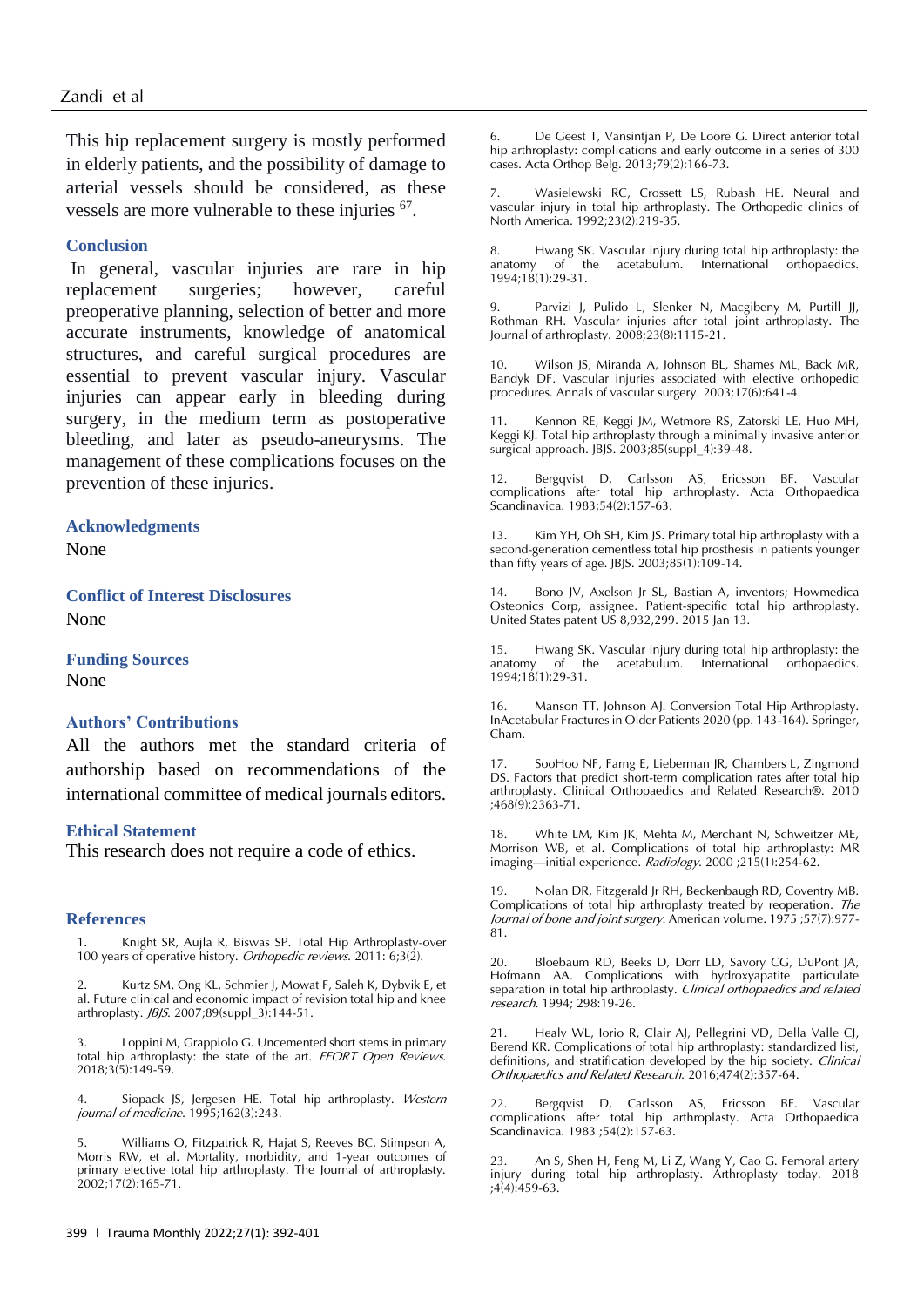This hip replacement surgery is mostly performed in elderly patients, and the possibility of damage to arterial vessels should be considered, as these vessels are more vulnerable to these injuries [67].

### Conclusion

In general, vascular injuries are rare in hip replacement surgeries; however, careful preoperative planning, selection of better and more accurate instruments, knowledge of anatomical structures, and careful surgical procedures are essential to prevent vascular injury. Vascular injuries can appear early in bleeding during surgery, in the medium term as postoperative bleeding, and later as pseudo-aneurysms. The management of these complications focuses on the prevention of these injuries.

### Acknowledgments

None

### Conflict of Interest Disclosures

None

### Funding Sources

None

### Authors' Contributions

All the authors met the standard criteria of authorship based on recommendations of the international committee of medical journals editors.

### Ethical Statement

This research does not require a code of ethics.

### References

1. Knight SR, Aujla R, Biswas SP. Total Hip Arthroplasty-over 100 years of operative history. *Orthopedic reviews*. 2011: 6;3(2).

2. Kurtz SM, Ong KL, Schmier J, Mowat F, Saleh K, Dybvik E, et al. Future clinical and economic impact of revision total hip and knee arthroplasty. *JBJS*. 2007;89(suppl_3):144-51.

3. Loppini M, Grappiolo G. Uncemented short stems in primary total hip arthroplasty: the state of the art. *EFORT Open Reviews*. 2018;3(5):149-59.

4. Siopack JS, Jergesen HE. Total hip arthroplasty. *Western journal of medicine*. 1995;162(3):243.

5. Williams O, Fitzpatrick R, Hajat S, Reeves BC, Stimpson A, Morris RW, et al. Mortality, morbidity, and 1-year outcomes of primary elective total hip arthroplasty. The Journal of arthroplasty. 2002;17(2):165-71.

6. De Geest T, Vansintjan P, De Loore G. Direct anterior total hip arthroplasty: complications and early outcome in a series of 300 cases. Acta Orthop Belg. 2013;79(2):166-73.

7. Wasielewski RC, Crossett LS, Rubash HE. Neural and vascular injury in total hip arthroplasty. The Orthopedic clinics of North America. 1992;23(2):219-35.

8. Hwang SK. Vascular injury during total hip arthroplasty: the anatomy of the acetabulum. International orthopaedics. 1994;18(1):29-31.

9. Parvizi J, Pulido L, Slenker N, Macgibeny M, Purtill JJ, Rothman RH. Vascular injuries after total joint arthroplasty. The Journal of arthroplasty. 2008;23(8):1115-21.

10. Wilson JS, Miranda A, Johnson BL, Shames ML, Back MR, Bandyk DF. Vascular injuries associated with elective orthopedic procedures. Annals of vascular surgery. 2003;17(6):641-4.

11. Kennon RE, Keggi JM, Wetmore RS, Zatorski LE, Huo MH, Keggi KJ. Total hip arthroplasty through a minimally invasive anterior surgical approach. JBJS. 2003;85(suppl_4):39-48.

12. Bergqvist D, Carlsson AS, Ericsson BF. Vascular complications after total hip arthroplasty. Acta Orthopaedica Scandinavica. 1983;54(2):157-63.

13. Kim YH, Oh SH, Kim JS. Primary total hip arthroplasty with a second-generation cementless total hip prosthesis in patients younger than fifty years of age. JBJS. 2003;85(1):109-14.

14. Bono JV, Axelson Jr SL, Bastian A, inventors; Howmedica Osteonics Corp, assignee. Patient-specific total hip arthroplasty. United States patent US 8,932,299. 2015 Jan 13.

15. Hwang SK. Vascular injury during total hip arthroplasty: the anatomy of the acetabulum. International orthopaedics. 1994;18(1):29-31.

16. Manson TT, Johnson AJ. Conversion Total Hip Arthroplasty. InAcetabular Fractures in Older Patients 2020 (pp. 143-164). Springer, Cham.

17. SooHoo NF, Farng E, Lieberman JR, Chambers L, Zingmond DS. Factors that predict short-term complication rates after total hip arthroplasty. Clinical Orthopaedics and Related Research®. 2010 ;468(9):2363-71.

18. White LM, Kim JK, Mehta M, Merchant N, Schweitzer ME, Morrison WB, et al. Complications of total hip arthroplasty: MR imaging—initial experience. *Radiology*. 2000 ;215(1):254-62.

19. Nolan DR, Fitzgerald Jr RH, Beckenbaugh RD, Coventry MB. Complications of total hip arthroplasty treated by reoperation. *The Journal of bone and joint surgery*. American volume. 1975 ;57(7):977-81.

20. Bloebaum RD, Beeks D, Dorr LD, Savory CG, DuPont JA, Hofmann AA. Complications with hydroxyapatite particulate separation in total hip arthroplasty. *Clinical orthopaedics and related research*. 1994; 298:19-26.

21. Healy WL, Iorio R, Clair AJ, Pellegrini VD, Della Valle CJ, Berend KR. Complications of total hip arthroplasty: standardized list, definitions, and stratification developed by the hip society. *Clinical Orthopaedics and Related Research*. 2016;474(2):357-64.

22. Bergqvist D, Carlsson AS, Ericsson BF. Vascular complications after total hip arthroplasty. Acta Orthopaedica Scandinavica. 1983 ;54(2):157-63.

23. An S, Shen H, Feng M, Li Z, Wang Y, Cao G. Femoral artery injury during total hip arthroplasty. Arthroplasty today. 2018 ;4(4):459-63.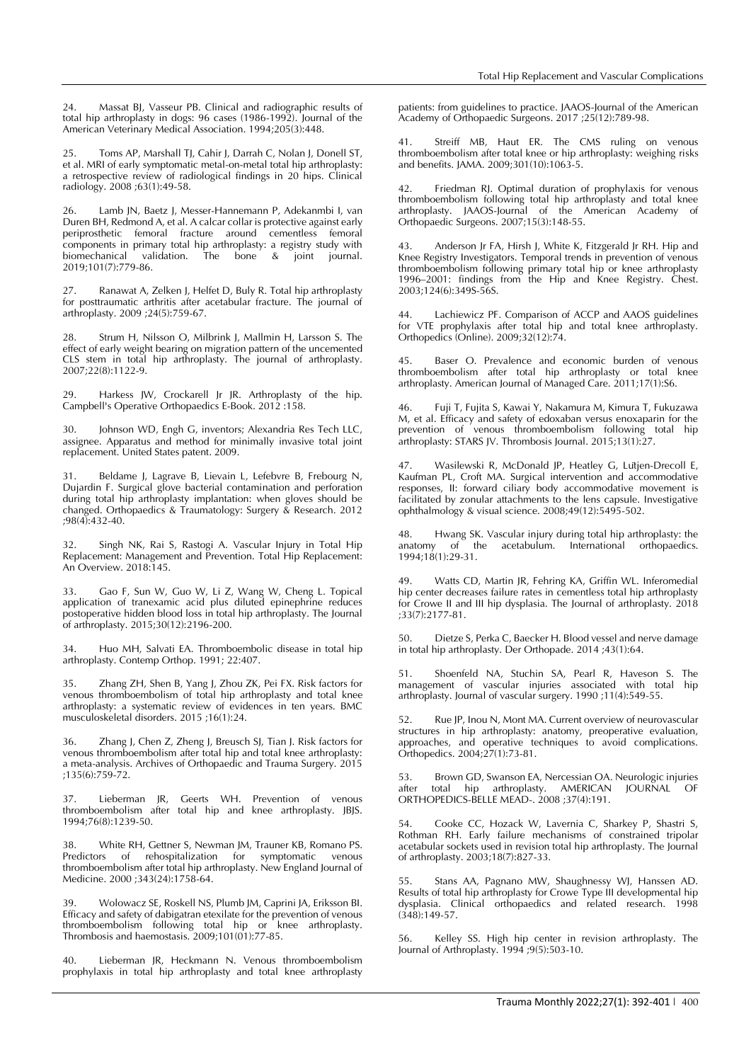24. Massat BJ, Vasseur PB. Clinical and radiographic results of total hip arthroplasty in dogs: 96 cases (1986-1992). Journal of the American Veterinary Medical Association. 1994;205(3):448.

25. Toms AP, Marshall TJ, Cahir J, Darrah C, Nolan J, Donell ST, et al. MRI of early symptomatic metal-on-metal total hip arthroplasty: a retrospective review of radiological findings in 20 hips. Clinical radiology. 2008 ;63(1):49-58.

26. Lamb JN, Baetz J, Messer-Hannemann P, Adekanmbi I, van Duren BH, Redmond A, et al. A calcar collar is protective against early periprosthetic femoral fracture around cementless femoral components in primary total hip arthroplasty: a registry study with biomechanical validation. The bone & joint journal. 2019;101(7):779-86.

27. Ranawat A, Zelken J, Helfet D, Buly R. Total hip arthroplasty for posttraumatic arthritis after acetabular fracture. The journal of arthroplasty. 2009 ;24(5):759-67.

28. Strum H, Nilsson O, Milbrink J, Mallmin H, Larsson S. The effect of early weight bearing on migration pattern of the uncemented CLS stem in total hip arthroplasty. The journal of arthroplasty. 2007;22(8):1122-9.

29. Harkess JW, Crockarell Jr JR. Arthroplasty of the hip. Campbell's Operative Orthopaedics E-Book. 2012 :158.

30. Johnson WD, Engh G, inventors; Alexandria Res Tech LLC, assignee. Apparatus and method for minimally invasive total joint replacement. United States patent. 2009.

31. Beldame J, Lagrave B, Lievain L, Lefebvre B, Frebourg N, Dujardin F. Surgical glove bacterial contamination and perforation during total hip arthroplasty implantation: when gloves should be changed. Orthopaedics & Traumatology: Surgery & Research. 2012 ;98(4):432-40.

32. Singh NK, Rai S, Rastogi A. Vascular Injury in Total Hip Replacement: Management and Prevention. Total Hip Replacement: An Overview. 2018:145.

33. Gao F, Sun W, Guo W, Li Z, Wang W, Cheng L. Topical application of tranexamic acid plus diluted epinephrine reduces postoperative hidden blood loss in total hip arthroplasty. The Journal of arthroplasty. 2015;30(12):2196-200.

34. Huo MH, Salvati EA. Thromboembolic disease in total hip arthroplasty. Contemp Orthop. 1991; 22:407.

35. Zhang ZH, Shen B, Yang J, Zhou ZK, Pei FX. Risk factors for venous thromboembolism of total hip arthroplasty and total knee arthroplasty: a systematic review of evidences in ten years. BMC musculoskeletal disorders. 2015 ;16(1):24.

36. Zhang J, Chen Z, Zheng J, Breusch SJ, Tian J. Risk factors for venous thromboembolism after total hip and total knee arthroplasty: a meta-analysis. Archives of Orthopaedic and Trauma Surgery. 2015 ;135(6):759-72.

37. Lieberman JR, Geerts WH. Prevention of venous thromboembolism after total hip and knee arthroplasty. JBJS. 1994;76(8):1239-50.

38. White RH, Gettner S, Newman JM, Trauner KB, Romano PS. Predictors of rehospitalization for symptomatic venous thromboembolism after total hip arthroplasty. New England Journal of Medicine. 2000 ;343(24):1758-64.

39. Wolowacz SE, Roskell NS, Plumb JM, Caprini JA, Eriksson BI. Efficacy and safety of dabigatran etexilate for the prevention of venous thromboembolism following total hip or knee arthroplasty. Thrombosis and haemostasis. 2009;101(01):77-85.

40. Lieberman JR, Heckmann N. Venous thromboembolism prophylaxis in total hip arthroplasty and total knee arthroplasty patients: from guidelines to practice. JAAOS-Journal of the American Academy of Orthopaedic Surgeons. 2017 ;25(12):789-98.

41. Streiff MB, Haut ER. The CMS ruling on venous thromboembolism after total knee or hip arthroplasty: weighing risks and benefits. JAMA. 2009;301(10):1063-5.

42. Friedman RJ. Optimal duration of prophylaxis for venous thromboembolism following total hip arthroplasty and total knee arthroplasty. JAAOS-Journal of the American Academy of Orthopaedic Surgeons. 2007;15(3):148-55.

43. Anderson Jr FA, Hirsh J, White K, Fitzgerald Jr RH. Hip and Knee Registry Investigators. Temporal trends in prevention of venous thromboembolism following primary total hip or knee arthroplasty 1996–2001: findings from the Hip and Knee Registry. Chest. 2003;124(6):349S-56S.

44. Lachiewicz PF. Comparison of ACCP and AAOS guidelines for VTE prophylaxis after total hip and total knee arthroplasty. Orthopedics (Online). 2009;32(12):74.

45. Baser O. Prevalence and economic burden of venous thromboembolism after total hip arthroplasty or total knee arthroplasty. American Journal of Managed Care. 2011;17(1):S6.

46. Fuji T, Fujita S, Kawai Y, Nakamura M, Kimura T, Fukuzawa M, et al. Efficacy and safety of edoxaban versus enoxaparin for the prevention of venous thromboembolism following total hip arthroplasty: STARS JV. Thrombosis Journal. 2015;13(1):27.

47. Wasilewski R, McDonald JP, Heatley G, Lütjen-Drecoll E, Kaufman PL, Croft MA. Surgical intervention and accommodative responses, II: forward ciliary body accommodative movement is facilitated by zonular attachments to the lens capsule. Investigative ophthalmology & visual science. 2008;49(12):5495-502.

48. Hwang SK. Vascular injury during total hip arthroplasty: the anatomy of the acetabulum. International orthopaedics. 1994;18(1):29-31.

49. Watts CD, Martin JR, Fehring KA, Griffin WL. Inferomedial hip center decreases failure rates in cementless total hip arthroplasty for Crowe II and III hip dysplasia. The Journal of arthroplasty. 2018 ;33(7):2177-81.

50. Dietze S, Perka C, Baecker H. Blood vessel and nerve damage in total hip arthroplasty. Der Orthopade. 2014 ;43(1):64.

51. Shoenfeld NA, Stuchin SA, Pearl R, Haveson S. The management of vascular injuries associated with total hip arthroplasty. Journal of vascular surgery. 1990 ;11(4):549-55.

52. Rue JP, Inou N, Mont MA. Current overview of neurovascular structures in hip arthroplasty: anatomy, preoperative evaluation, approaches, and operative techniques to avoid complications. Orthopedics. 2004;27(1):73-81.

53. Brown GD, Swanson EA, Nercessian OA. Neurologic injuries after total hip arthroplasty. AMERICAN JOURNAL OF ORTHOPEDICS-BELLE MEAD-. 2008 ;37(4):191.

54. Cooke CC, Hozack W, Lavernia C, Sharkey P, Shastri S, Rothman RH. Early failure mechanisms of constrained tripolar acetabular sockets used in revision total hip arthroplasty. The Journal of arthroplasty. 2003;18(7):827-33.

55. Stans AA, Pagnano MW, Shaughnessy WJ, Hanssen AD. Results of total hip arthroplasty for Crowe Type III developmental hip dysplasia. Clinical orthopaedics and related research. 1998 (348):149-57.

56. Kelley SS. High hip center in revision arthroplasty. The Journal of Arthroplasty. 1994 ;9(5):503-10.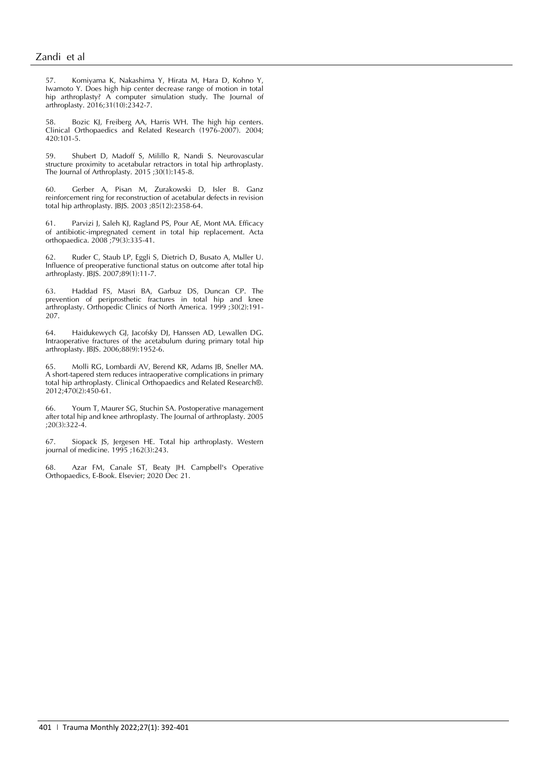57. Komiyama K, Nakashima Y, Hirata M, Hara D, Kohno Y, Iwamoto Y. Does high hip center decrease range of motion in total hip arthroplasty? A computer simulation study. The Journal of arthroplasty. 2016;31(10):2342-7.

58. Bozic KJ, Freiberg AA, Harris WH. The high hip centers. Clinical Orthopaedics and Related Research (1976-2007). 2004; 420:101-5.

59. Shubert D, Madoff S, Milillo R, Nandi S. Neurovascular structure proximity to acetabular retractors in total hip arthroplasty. The Journal of Arthroplasty. 2015 ;30(1):145-8.

60. Gerber A, Pisan M, Zurakowski D, Isler B. Ganz reinforcement ring for reconstruction of acetabular defects in revision total hip arthroplasty. JBJS. 2003 ;85(12):2358-64.

61. Parvizi J, Saleh KJ, Ragland PS, Pour AE, Mont MA. Efficacy of antibiotic-impregnated cement in total hip replacement. Acta orthopaedica. 2008 ;79(3):335-41.

62. Ruder C, Staub LP, Eggli S, Dietrich D, Busato A, Mьller U. Influence of preoperative functional status on outcome after total hip arthroplasty. JBJS. 2007;89(1):11-7.

63. Haddad FS, Masri BA, Garbuz DS, Duncan CP. The prevention of periprosthetic fractures in total hip and knee arthroplasty. Orthopedic Clinics of North America. 1999 ;30(2):191-207.

64. Haidukewych GJ, Jacofsky DJ, Hanssen AD, Lewallen DG. Intraoperative fractures of the acetabulum during primary total hip arthroplasty. JBJS. 2006;88(9):1952-6.

65. Molli RG, Lombardi AV, Berend KR, Adams JB, Sneller MA. A short-tapered stem reduces intraoperative complications in primary total hip arthroplasty. Clinical Orthopaedics and Related Research®. 2012;470(2):450-61.

66. Youm T, Maurer SG, Stuchin SA. Postoperative management after total hip and knee arthroplasty. The Journal of arthroplasty. 2005 ;20(3):322-4.

67. Siopack JS, Jergesen HE. Total hip arthroplasty. Western journal of medicine. 1995 ;162(3):243.

68. Azar FM, Canale ST, Beaty JH. Campbell's Operative Orthopaedics, E-Book. Elsevier; 2020 Dec 21.